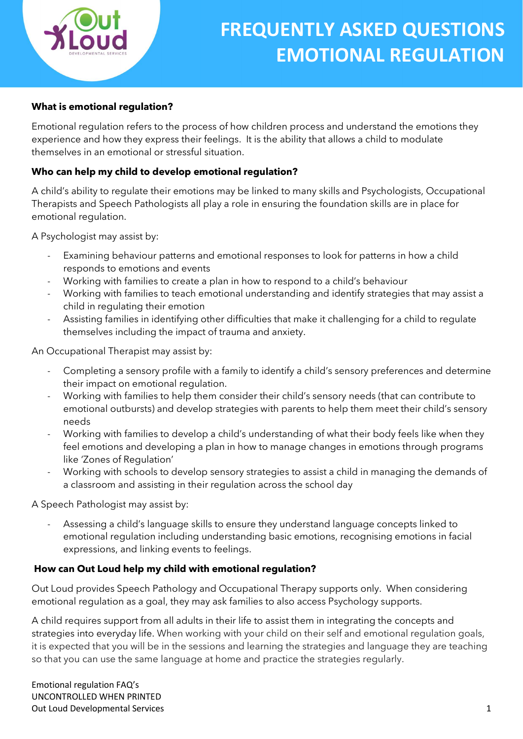# FREQUENTLY ASKED QUESTIONS EMOTIONAL REGULATION

**What is emotional regulation?**

Emotional regulation refers to the process of how children process and understand the emotions they experience and how they express their feelings. It is the ability that allows a child to modulate themselves in an emotional or stressful situation.

**Who can help my child to develop emotional regulation?**

A child's ability to regulate their emotions may be linked to many skills and Psychologists, Occupational Therapists and Speech Pathologists all play a role in ensuring the foundation skills are in place for emotional regulation.

A Psychologist may assist by:

- Examining behaviour patterns and emotional responses to look for patterns in how a child responds to emotions and events
- Working with families to create a plan in how to respond to a child's behaviour
- Working with families to teach emotional understanding and identify strategies that may assist a child in regulating their emotion
- Assisting families in identifying other difficulties that make it challenging for a child to regulate themselves including the impact of trauma and anxiety.

An Occupational Therapist may assist by:

- Completing a sensory profile with a family to identify a child's sensory preferences and determine their impact on emotional regulation.
- Working with families to help them consider their child's sensory needs (that can contribute to emotional outbursts) and develop strategies with parents to help them meet their child's sensory needs
- Working with families to develop a child's understanding of what their body feels like when they feel emotions and developing a plan in how to manage changes in emotions through programs like 'Zones of Regulation'
- Working with schools to develop sensory strategies to assist a child in managing the demands of a classroom and assisting in their regulation across the school day

A Speech Pathologist may assist by:

- Assessing a child's language skills to ensure they understand language concepts linked to emotional regulation including understanding basic emotions, recognising emotions in facial expressions, and linking events to feelings.

**How can Out Loud help my child with emotional regulation?**

Out Loud provides Speech Pathology and Occupational Therapy supports only. When considering emotional regulation as a goal, they may ask families to also access Psychology supports.

A child requires support from all adults in their life to assist them in integrating the concepts and strategies into everyday life. When working with your child on their self and emotional regulation goals, it is expected that you will be in the sessions and learning the strategies and language they are teaching so that you can use the same language at home and practice the strategies regularly.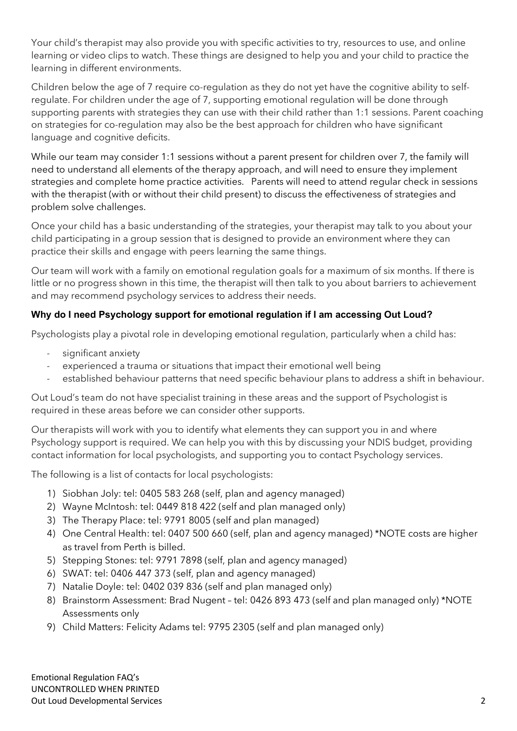Your child's therapist may also provide you with specific activities to try, resources to use, and online learning or video clips to watch. These things are designed to help you and your child to practice the learning in different environments.

Children below the age of 7 require co-regulation as they do not yet have the cognitive ability to self-regulate. For children under the age of 7, supporting emotional regulation will be done through supporting parents with strategies they can use with their child rather than 1:1 sessions. Parent coaching on strategies for co-regulation may also be the best approach for children who have significant language and cognitive deficits.

While our team may consider 1:1 sessions without a parent present for children over 7, the family will need to understand all elements of the therapy approach, and will need to ensure they implement strategies and complete home practice activities. Parents will need to attend regular check in sessions with the therapist (with or without their child present) to discuss the effectiveness of strategies and problem solve challenges.

Once your child has a basic understanding of the strategies, your therapist may talk to you about your child participating in a group session that is designed to provide an environment where they can practice their skills and engage with peers learning the same things.

Our team will work with a family on emotional regulation goals for a maximum of six months. If there is little or no progress shown in this time, the therapist will then talk to you about barriers to achievement and may recommend psychology services to address their needs.

### Why do I need Psychology support for emotional regulation if I am accessing Out Loud?

Psychologists play a pivotal role in developing emotional regulation, particularly when a child has:

- significant anxiety
- experienced a trauma or situations that impact their emotional well being
- established behaviour patterns that need specific behaviour plans to address a shift in behaviour.

Out Loud's team do not have specialist training in these areas and the support of Psychologist is required in these areas before we can consider other supports.

Our therapists will work with you to identify what elements they can support you in and where Psychology support is required. We can help you with this by discussing your NDIS budget, providing contact information for local psychologists, and supporting you to contact Psychology services.

The following is a list of contacts for local psychologists:

1) Siobhan Joly: tel: 0405 583 268 (self, plan and agency managed)
2) Wayne McIntosh: tel: 0449 818 422 (self and plan managed only)
3) The Therapy Place: tel: 9791 8005 (self and plan managed)
4) One Central Health: tel: 0407 500 660 (self, plan and agency managed) *NOTE costs are higher as travel from Perth is billed.
5) Stepping Stones: tel: 9791 7898 (self, plan and agency managed)
6) SWAT: tel: 0406 447 373 (self, plan and agency managed)
7) Natalie Doyle: tel: 0402 039 836 (self and plan managed only)
8) Brainstorm Assessment: Brad Nugent – tel: 0426 893 473 (self and plan managed only) *NOTE Assessments only
9) Child Matters: Felicity Adams tel: 9795 2305 (self and plan managed only)